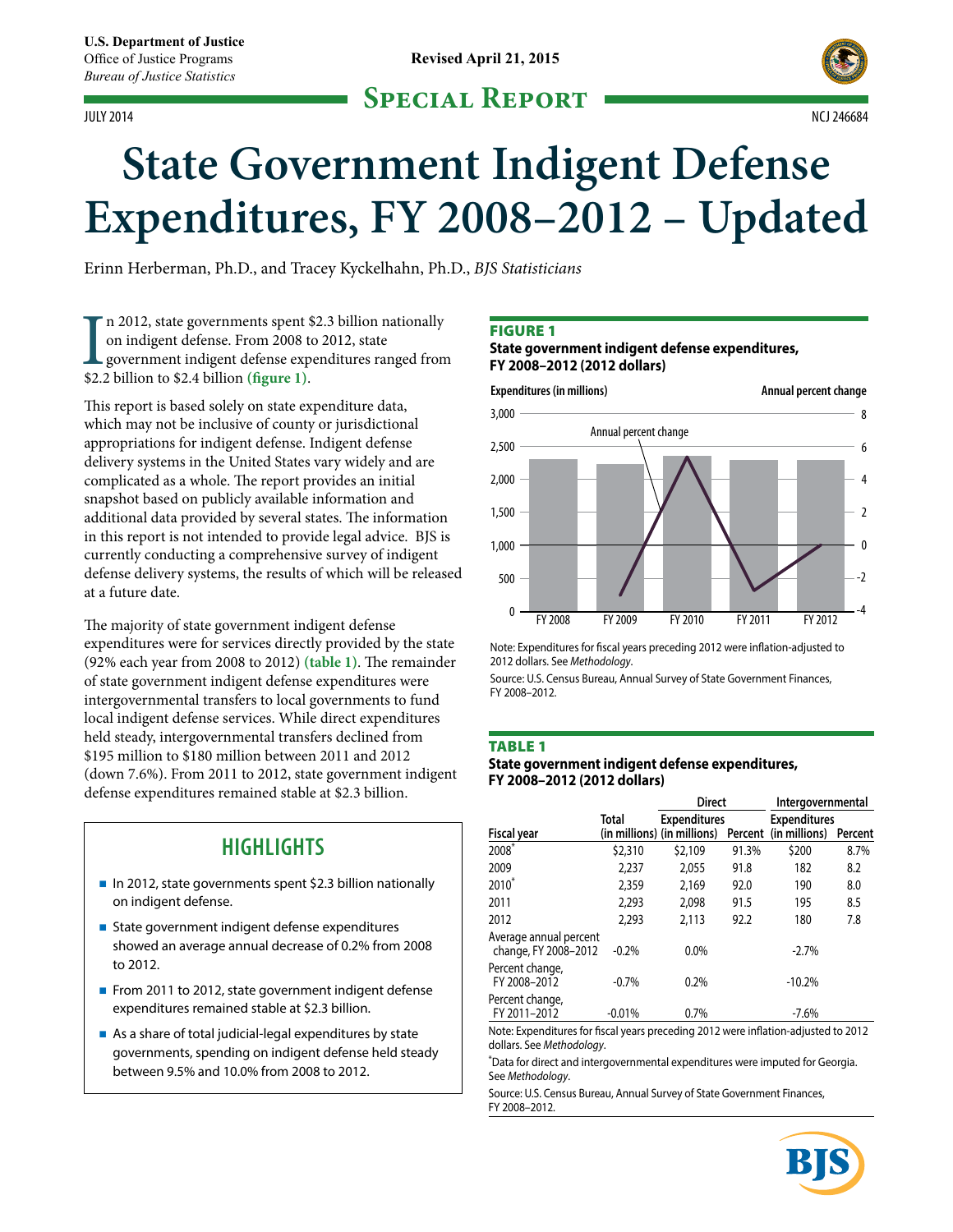U.S. Department of Justice
Office of Justice Programs
*Bureau of Justice Statistics*

Revised April 21, 2015

## Special Report

JULY 2014 NCJ 246684

# State Government Indigent Defense Expenditures, FY 2008–2012 – Updated

Erinn Herberman, Ph.D., and Tracey Kyckelhahn, Ph.D., *BJS Statisticians*

In 2012, state governments spent $2.3 billion nationally on indigent defense. From 2008 to 2012, state government indigent defense expenditures ranged from $2.2 billion to $2.4 billion **(figure 1)**.

This report is based solely on state expenditure data, which may not be inclusive of county or jurisdictional appropriations for indigent defense. Indigent defense delivery systems in the United States vary widely and are complicated as a whole. The report provides an initial snapshot based on publicly available information and additional data provided by several states. The information in this report is not intended to provide legal advice. BJS is currently conducting a comprehensive survey of indigent defense delivery systems, the results of which will be released at a future date.

The majority of state government indigent defense expenditures were for services directly provided by the state (92% each year from 2008 to 2012) **(table 1)**. The remainder of state government indigent defense expenditures were intergovernmental transfers to local governments to fund local indigent defense services. While direct expenditures held steady, intergovernmental transfers declined from $195 million to $180 million between 2011 and 2012 (down 7.6%). From 2011 to 2012, state government indigent defense expenditures remained stable at $2.3 billion.

## HIGHLIGHTS

- In 2012, state governments spent $2.3 billion nationally on indigent defense.
- State government indigent defense expenditures showed an average annual decrease of 0.2% from 2008 to 2012.
- From 2011 to 2012, state government indigent defense expenditures remained stable at $2.3 billion.
- As a share of total judicial-legal expenditures by state governments, spending on indigent defense held steady between 9.5% and 10.0% from 2008 to 2012.

### FIGURE 1
**State government indigent defense expenditures, FY 2008–2012 (2012 dollars)**

Expenditures (in millions) | Annual percent change

Annual percent change

FY 2008 | FY 2009 | FY 2010 | FY 2011 | FY 2012

Note: Expenditures for fiscal years preceding 2012 were inflation-adjusted to 2012 dollars. See *Methodology*.

Source: U.S. Census Bureau, Annual Survey of State Government Finances, FY 2008–2012.

### TABLE 1
**State government indigent defense expenditures, FY 2008–2012 (2012 dollars)**

| Fiscal year | Total (in millions) | Direct | | Intergovernmental | |
|---|---|---|---|---|---|
| | | Expenditures (in millions) | Percent | Expenditures (in millions) | Percent |
| 2008* | $2,310 | $2,109 | 91.3% | $200 | 8.7% |
| 2009 | 2,237 | 2,055 | 91.8 | 182 | 8.2 |
| 2010* | 2,359 | 2,169 | 92.0 | 190 | 8.0 |
| 2011 | 2,293 | 2,098 | 91.5 | 195 | 8.5 |
| 2012 | 2,293 | 2,113 | 92.2 | 180 | 7.8 |
| Average annual percent change, FY 2008–2012 | -0.2% | 0.0% | | -2.7% | |
| Percent change, FY 2008–2012 | -0.7% | 0.2% | | -10.2% | |
| Percent change, FY 2011–2012 | -0.01% | 0.7% | | -7.6% | |

Note: Expenditures for fiscal years preceding 2012 were inflation-adjusted to 2012 dollars. See *Methodology*.

*Data for direct and intergovernmental expenditures were imputed for Georgia. See *Methodology*.

Source: U.S. Census Bureau, Annual Survey of State Government Finances, FY 2008–2012.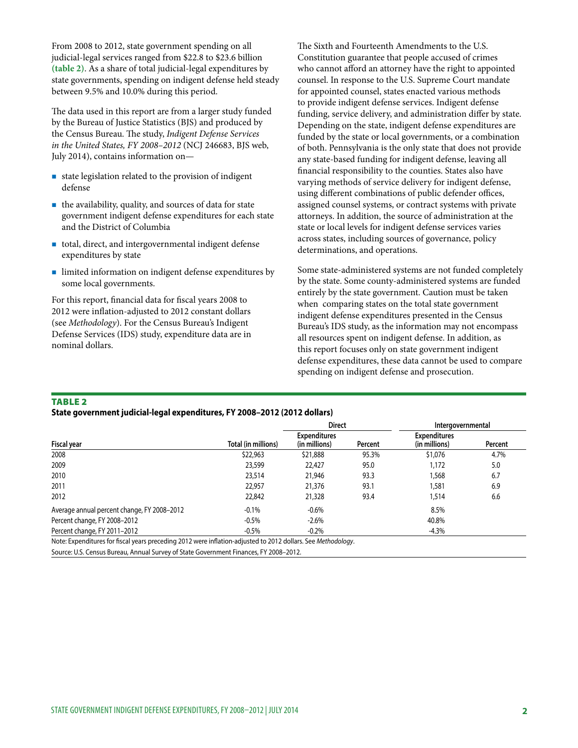From 2008 to 2012, state government spending on all judicial-legal services ranged from $22.8 to $23.6 billion **(table 2)**. As a share of total judicial-legal expenditures by state governments, spending on indigent defense held steady between 9.5% and 10.0% during this period.

The data used in this report are from a larger study funded by the Bureau of Justice Statistics (BJS) and produced by the Census Bureau. The study, *Indigent Defense Services in the United States, FY 2008–2012* (NCJ 246683, BJS web, July 2014), contains information on—

- state legislation related to the provision of indigent defense
- the availability, quality, and sources of data for state government indigent defense expenditures for each state and the District of Columbia
- total, direct, and intergovernmental indigent defense expenditures by state
- limited information on indigent defense expenditures by some local governments.

For this report, financial data for fiscal years 2008 to 2012 were inflation-adjusted to 2012 constant dollars (see *Methodology*). For the Census Bureau's Indigent Defense Services (IDS) study, expenditure data are in nominal dollars.

The Sixth and Fourteenth Amendments to the U.S. Constitution guarantee that people accused of crimes who cannot afford an attorney have the right to appointed counsel. In response to the U.S. Supreme Court mandate for appointed counsel, states enacted various methods to provide indigent defense services. Indigent defense funding, service delivery, and administration differ by state. Depending on the state, indigent defense expenditures are funded by the state or local governments, or a combination of both. Pennsylvania is the only state that does not provide any state-based funding for indigent defense, leaving all financial responsibility to the counties. States also have varying methods of service delivery for indigent defense, using different combinations of public defender offices, assigned counsel systems, or contract systems with private attorneys. In addition, the source of administration at the state or local levels for indigent defense services varies across states, including sources of governance, policy determinations, and operations.

Some state-administered systems are not funded completely by the state. Some county-administered systems are funded entirely by the state government. Caution must be taken when comparing states on the total state government indigent defense expenditures presented in the Census Bureau's IDS study, as the information may not encompass all resources spent on indigent defense. In addition, as this report focuses only on state government indigent defense expenditures, these data cannot be used to compare spending on indigent defense and prosecution.

## TABLE 2

**State government judicial-legal expenditures, FY 2008–2012 (2012 dollars)**

| | | Direct | | Intergovernmental | |
|---|---|---|---|---|---|
| Fiscal year | Total (in millions) | Expenditures (in millions) | Percent | Expenditures (in millions) | Percent |
| 2008 | $22,963 | $21,888 | 95.3% | $1,076 | 4.7% |
| 2009 | 23,599 | 22,427 | 95.0 | 1,172 | 5.0 |
| 2010 | 23,514 | 21,946 | 93.3 | 1,568 | 6.7 |
| 2011 | 22,957 | 21,376 | 93.1 | 1,581 | 6.9 |
| 2012 | 22,842 | 21,328 | 93.4 | 1,514 | 6.6 |
| Average annual percent change, FY 2008–2012 | -0.1% | -0.6% | | 8.5% | |
| Percent change, FY 2008–2012 | -0.5% | -2.6% | | 40.8% | |
| Percent change, FY 2011–2012 | -0.5% | -0.2% | | -4.3% | |

Note: Expenditures for fiscal years preceding 2012 were inflation-adjusted to 2012 dollars. See *Methodology*.

Source: U.S. Census Bureau, Annual Survey of State Government Finances, FY 2008–2012.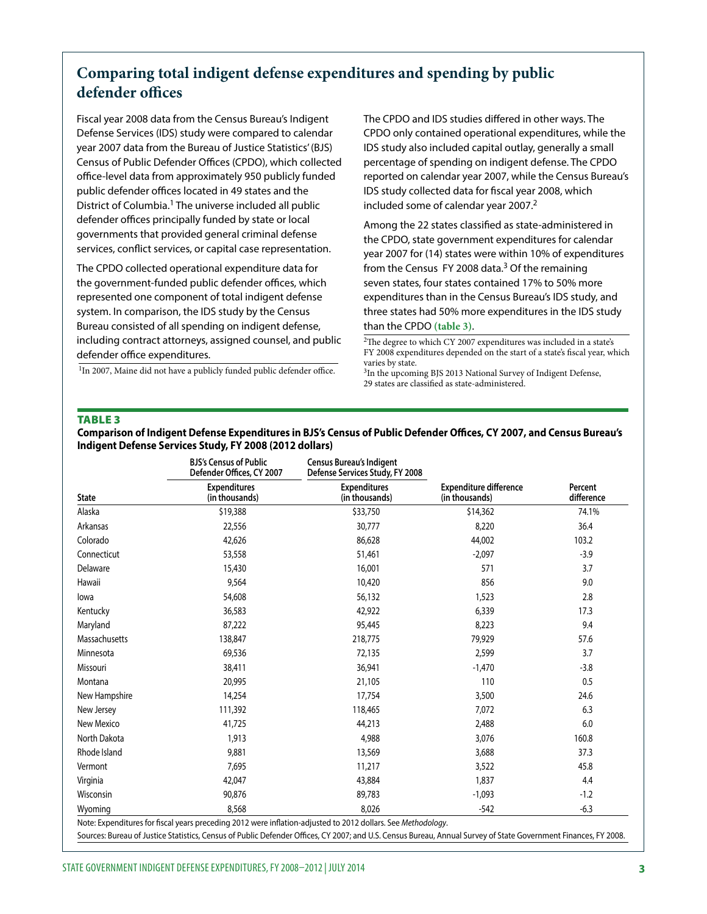## Comparing total indigent defense expenditures and spending by public defender offices

Fiscal year 2008 data from the Census Bureau's Indigent Defense Services (IDS) study were compared to calendar year 2007 data from the Bureau of Justice Statistics' (BJS) Census of Public Defender Offices (CPDO), which collected office-level data from approximately 950 publicly funded public defender offices located in 49 states and the District of Columbia.[1] The universe included all public defender offices principally funded by state or local governments that provided general criminal defense services, conflict services, or capital case representation.

The CPDO collected operational expenditure data for the government-funded public defender offices, which represented one component of total indigent defense system. In comparison, the IDS study by the Census Bureau consisted of all spending on indigent defense, including contract attorneys, assigned counsel, and public defender office expenditures.

[1]In 2007, Maine did not have a publicly funded public defender office.

The CPDO and IDS studies differed in other ways. The CPDO only contained operational expenditures, while the IDS study also included capital outlay, generally a small percentage of spending on indigent defense. The CPDO reported on calendar year 2007, while the Census Bureau's IDS study collected data for fiscal year 2008, which included some of calendar year 2007.[2]

Among the 22 states classified as state-administered in the CPDO, state government expenditures for calendar year 2007 for (14) states were within 10% of expenditures from the Census FY 2008 data.[3] Of the remaining seven states, four states contained 17% to 50% more expenditures than in the Census Bureau's IDS study, and three states had 50% more expenditures in the IDS study than the CPDO **(table 3)**.

[2]The degree to which CY 2007 expenditures was included in a state's FY 2008 expenditures depended on the start of a state's fiscal year, which varies by state.

[3]In the upcoming BJS 2013 National Survey of Indigent Defense, 29 states are classified as state-administered.

**TABLE 3**

**Comparison of Indigent Defense Expenditures in BJS's Census of Public Defender Offices, CY 2007, and Census Bureau's Indigent Defense Services Study, FY 2008 (2012 dollars)**

| | BJS's Census of Public Defender Offices, CY 2007 | Census Bureau's Indigent Defense Services Study, FY 2008 | | |
|---|---|---|---|---|
| State | Expenditures (in thousands) | Expenditures (in thousands) | Expenditure difference (in thousands) | Percent difference |
| Alaska | $19,388 | $33,750 | $14,362 | 74.1% |
| Arkansas | 22,556 | 30,777 | 8,220 | 36.4 |
| Colorado | 42,626 | 86,628 | 44,002 | 103.2 |
| Connecticut | 53,558 | 51,461 | -2,097 | -3.9 |
| Delaware | 15,430 | 16,001 | 571 | 3.7 |
| Hawaii | 9,564 | 10,420 | 856 | 9.0 |
| Iowa | 54,608 | 56,132 | 1,523 | 2.8 |
| Kentucky | 36,583 | 42,922 | 6,339 | 17.3 |
| Maryland | 87,222 | 95,445 | 8,223 | 9.4 |
| Massachusetts | 138,847 | 218,775 | 79,929 | 57.6 |
| Minnesota | 69,536 | 72,135 | 2,599 | 3.7 |
| Missouri | 38,411 | 36,941 | -1,470 | -3.8 |
| Montana | 20,995 | 21,105 | 110 | 0.5 |
| New Hampshire | 14,254 | 17,754 | 3,500 | 24.6 |
| New Jersey | 111,392 | 118,465 | 7,072 | 6.3 |
| New Mexico | 41,725 | 44,213 | 2,488 | 6.0 |
| North Dakota | 1,913 | 4,988 | 3,076 | 160.8 |
| Rhode Island | 9,881 | 13,569 | 3,688 | 37.3 |
| Vermont | 7,695 | 11,217 | 3,522 | 45.8 |
| Virginia | 42,047 | 43,884 | 1,837 | 4.4 |
| Wisconsin | 90,876 | 89,783 | -1,093 | -1.2 |
| Wyoming | 8,568 | 8,026 | -542 | -6.3 |

Note: Expenditures for fiscal years preceding 2012 were inflation-adjusted to 2012 dollars. See *Methodology*.

Sources: Bureau of Justice Statistics, Census of Public Defender Offices, CY 2007; and U.S. Census Bureau, Annual Survey of State Government Finances, FY 2008.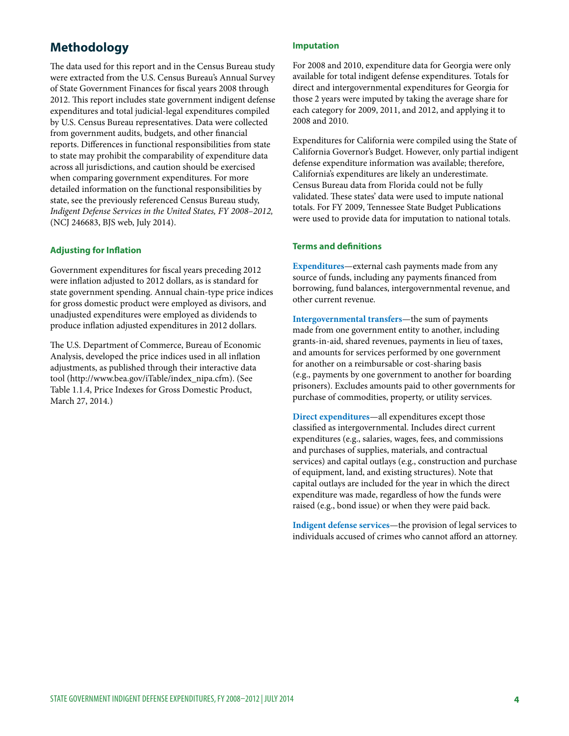## Methodology

The data used for this report and in the Census Bureau study were extracted from the U.S. Census Bureau's Annual Survey of State Government Finances for fiscal years 2008 through 2012. This report includes state government indigent defense expenditures and total judicial-legal expenditures compiled by U.S. Census Bureau representatives. Data were collected from government audits, budgets, and other financial reports. Differences in functional responsibilities from state to state may prohibit the comparability of expenditure data across all jurisdictions, and caution should be exercised when comparing government expenditures. For more detailed information on the functional responsibilities by state, see the previously referenced Census Bureau study, *Indigent Defense Services in the United States, FY 2008–2012,* (NCJ 246683, BJS web, July 2014).

### Adjusting for Inflation

Government expenditures for fiscal years preceding 2012 were inflation adjusted to 2012 dollars, as is standard for state government spending. Annual chain-type price indices for gross domestic product were employed as divisors, and unadjusted expenditures were employed as dividends to produce inflation adjusted expenditures in 2012 dollars.

The U.S. Department of Commerce, Bureau of Economic Analysis, developed the price indices used in all inflation adjustments, as published through their interactive data tool (http://www.bea.gov/iTable/index_nipa.cfm). (See Table 1.1.4, Price Indexes for Gross Domestic Product, March 27, 2014.)

### Imputation

For 2008 and 2010, expenditure data for Georgia were only available for total indigent defense expenditures. Totals for direct and intergovernmental expenditures for Georgia for those 2 years were imputed by taking the average share for each category for 2009, 2011, and 2012, and applying it to 2008 and 2010.

Expenditures for California were compiled using the State of California Governor's Budget. However, only partial indigent defense expenditure information was available; therefore, California's expenditures are likely an underestimate. Census Bureau data from Florida could not be fully validated. These states' data were used to impute national totals. For FY 2009, Tennessee State Budget Publications were used to provide data for imputation to national totals.

### Terms and definitions

**Expenditures**—external cash payments made from any source of funds, including any payments financed from borrowing, fund balances, intergovernmental revenue, and other current revenue.

**Intergovernmental transfers**—the sum of payments made from one government entity to another, including grants-in-aid, shared revenues, payments in lieu of taxes, and amounts for services performed by one government for another on a reimbursable or cost-sharing basis (e.g., payments by one government to another for boarding prisoners). Excludes amounts paid to other governments for purchase of commodities, property, or utility services.

**Direct expenditures**—all expenditures except those classified as intergovernmental. Includes direct current expenditures (e.g., salaries, wages, fees, and commissions and purchases of supplies, materials, and contractual services) and capital outlays (e.g., construction and purchase of equipment, land, and existing structures). Note that capital outlays are included for the year in which the direct expenditure was made, regardless of how the funds were raised (e.g., bond issue) or when they were paid back.

**Indigent defense services**—the provision of legal services to individuals accused of crimes who cannot afford an attorney.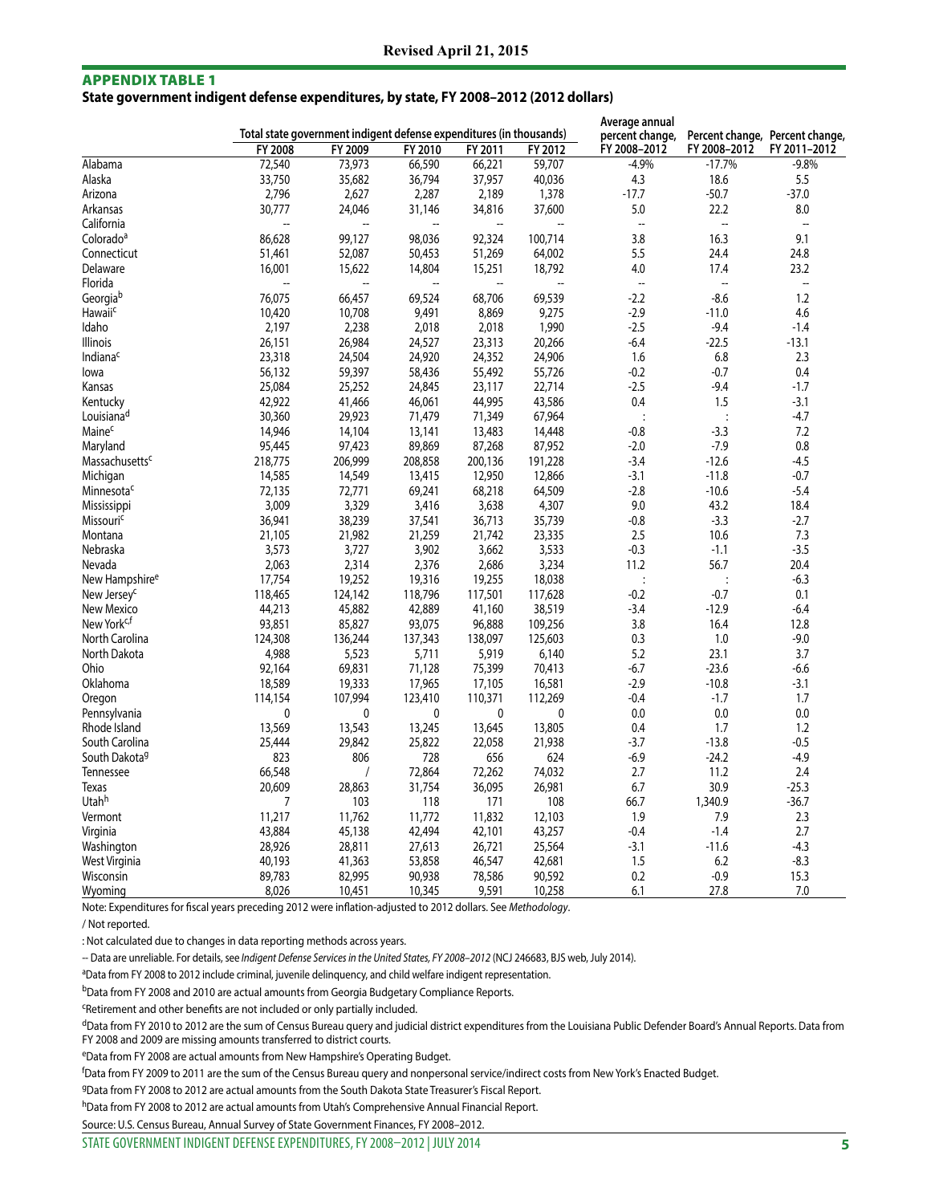**Revised April 21, 2015**

## APPENDIX TABLE 1

**State government indigent defense expenditures, by state, FY 2008–2012 (2012 dollars)**

| | Total state government indigent defense expenditures (in thousands) | | | | | Average annual percent change, | Percent change, | Percent change, |
|---|---|---|---|---|---|---|---|---|
| | FY 2008 | FY 2009 | FY 2010 | FY 2011 | FY 2012 | FY 2008–2012 | FY 2008–2012 | FY 2011–2012 |
| Alabama | 72,540 | 73,973 | 66,590 | 66,221 | 59,707 | -4.9% | -17.7% | -9.8% |
| Alaska | 33,750 | 35,682 | 36,794 | 37,957 | 40,036 | 4.3 | 18.6 | 5.5 |
| Arizona | 2,796 | 2,627 | 2,287 | 2,189 | 1,378 | -17.7 | -50.7 | -37.0 |
| Arkansas | 30,777 | 24,046 | 31,146 | 34,816 | 37,600 | 5.0 | 22.2 | 8.0 |
| California | -- | -- | -- | -- | -- | -- | -- | -- |
| Colorado[a] | 86,628 | 99,127 | 98,036 | 92,324 | 100,714 | 3.8 | 16.3 | 9.1 |
| Connecticut | 51,461 | 52,087 | 50,453 | 51,269 | 64,002 | 5.5 | 24.4 | 24.8 |
| Delaware | 16,001 | 15,622 | 14,804 | 15,251 | 18,792 | 4.0 | 17.4 | 23.2 |
| Florida | -- | -- | -- | -- | -- | -- | -- | -- |
| Georgia[b] | 76,075 | 66,457 | 69,524 | 68,706 | 69,539 | -2.2 | -8.6 | 1.2 |
| Hawaii[c] | 10,420 | 10,708 | 9,491 | 8,869 | 9,275 | -2.9 | -11.0 | 4.6 |
| Idaho | 2,197 | 2,238 | 2,018 | 2,018 | 1,990 | -2.5 | -9.4 | -1.4 |
| Illinois | 26,151 | 26,984 | 24,527 | 23,313 | 20,266 | -6.4 | -22.5 | -13.1 |
| Indiana[c] | 23,318 | 24,504 | 24,920 | 24,352 | 24,906 | 1.6 | 6.8 | 2.3 |
| Iowa | 56,132 | 59,397 | 58,436 | 55,492 | 55,726 | -0.2 | -0.7 | 0.4 |
| Kansas | 25,084 | 25,252 | 24,845 | 23,117 | 22,714 | -2.5 | -9.4 | -1.7 |
| Kentucky | 42,922 | 41,466 | 46,061 | 44,995 | 43,586 | 0.4 | 1.5 | -3.1 |
| Louisiana[d] | 30,360 | 29,923 | 71,479 | 71,349 | 67,964 | : | : | -4.7 |
| Maine[c] | 14,946 | 14,104 | 13,141 | 13,483 | 14,448 | -0.8 | -3.3 | 7.2 |
| Maryland | 95,445 | 97,423 | 89,869 | 87,268 | 87,952 | -2.0 | -7.9 | 0.8 |
| Massachusetts[c] | 218,775 | 206,999 | 208,858 | 200,136 | 191,228 | -3.4 | -12.6 | -4.5 |
| Michigan | 14,585 | 14,549 | 13,415 | 12,950 | 12,866 | -3.1 | -11.8 | -0.7 |
| Minnesota[c] | 72,135 | 72,771 | 69,241 | 68,218 | 64,509 | -2.8 | -10.6 | -5.4 |
| Mississippi | 3,009 | 3,329 | 3,416 | 3,638 | 4,307 | 9.0 | 43.2 | 18.4 |
| Missouri[c] | 36,941 | 38,239 | 37,541 | 36,713 | 35,739 | -0.8 | -3.3 | -2.7 |
| Montana | 21,105 | 21,982 | 21,259 | 21,742 | 23,335 | 2.5 | 10.6 | 7.3 |
| Nebraska | 3,573 | 3,727 | 3,902 | 3,662 | 3,533 | -0.3 | -1.1 | -3.5 |
| Nevada | 2,063 | 2,314 | 2,376 | 2,686 | 3,234 | 11.2 | 56.7 | 20.4 |
| New Hampshire[e] | 17,754 | 19,252 | 19,316 | 19,255 | 18,038 | : | : | -6.3 |
| New Jersey[c] | 118,465 | 124,142 | 118,796 | 117,501 | 117,628 | -0.2 | -0.7 | 0.1 |
| New Mexico | 44,213 | 45,882 | 42,889 | 41,160 | 38,519 | -3.4 | -12.9 | -6.4 |
| New York[c,f] | 93,851 | 85,827 | 93,075 | 96,888 | 109,256 | 3.8 | 16.4 | 12.8 |
| North Carolina | 124,308 | 136,244 | 137,343 | 138,097 | 125,603 | 0.3 | 1.0 | -9.0 |
| North Dakota | 4,988 | 5,523 | 5,711 | 5,919 | 6,140 | 5.2 | 23.1 | 3.7 |
| Ohio | 92,164 | 69,831 | 71,128 | 75,399 | 70,413 | -6.7 | -23.6 | -6.6 |
| Oklahoma | 18,589 | 19,333 | 17,965 | 17,105 | 16,581 | -2.9 | -10.8 | -3.1 |
| Oregon | 114,154 | 107,994 | 123,410 | 110,371 | 112,269 | -0.4 | -1.7 | 1.7 |
| Pennsylvania | 0 | 0 | 0 | 0 | 0 | 0.0 | 0.0 | 0.0 |
| Rhode Island | 13,569 | 13,543 | 13,245 | 13,645 | 13,805 | 0.4 | 1.7 | 1.2 |
| South Carolina | 25,444 | 29,842 | 25,822 | 22,058 | 21,938 | -3.7 | -13.8 | -0.5 |
| South Dakota[g] | 823 | 806 | 728 | 656 | 624 | -6.9 | -24.2 | -4.9 |
| Tennessee | 66,548 | / | 72,864 | 72,262 | 74,032 | 2.7 | 11.2 | 2.4 |
| Texas | 20,609 | 28,863 | 31,754 | 36,095 | 26,981 | 6.7 | 30.9 | -25.3 |
| Utah[h] | 7 | 103 | 118 | 171 | 108 | 66.7 | 1,340.9 | -36.7 |
| Vermont | 11,217 | 11,762 | 11,772 | 11,832 | 12,103 | 1.9 | 7.9 | 2.3 |
| Virginia | 43,884 | 45,138 | 42,494 | 42,101 | 43,257 | -0.4 | -1.4 | 2.7 |
| Washington | 28,926 | 28,811 | 27,613 | 26,721 | 25,564 | -3.1 | -11.6 | -4.3 |
| West Virginia | 40,193 | 41,363 | 53,858 | 46,547 | 42,681 | 1.5 | 6.2 | -8.3 |
| Wisconsin | 89,783 | 82,995 | 90,938 | 78,586 | 90,592 | 0.2 | -0.9 | 15.3 |
| Wyoming | 8,026 | 10,451 | 10,345 | 9,591 | 10,258 | 6.1 | 27.8 | 7.0 |

Note: Expenditures for fiscal years preceding 2012 were inflation-adjusted to 2012 dollars. See *Methodology*.

/ Not reported.

: Not calculated due to changes in data reporting methods across years.

-- Data are unreliable. For details, see *Indigent Defense Services in the United States, FY 2008–2012* (NCJ 246683, BJS web, July 2014).

[a]Data from FY 2008 to 2012 include criminal, juvenile delinquency, and child welfare indigent representation.

[b]Data from FY 2008 and 2010 are actual amounts from Georgia Budgetary Compliance Reports.

[c]Retirement and other benefits are not included or only partially included.

[d]Data from FY 2010 to 2012 are the sum of Census Bureau query and judicial district expenditures from the Louisiana Public Defender Board's Annual Reports. Data from FY 2008 and 2009 are missing amounts transferred to district courts.

[e]Data from FY 2008 are actual amounts from New Hampshire's Operating Budget.

[f]Data from FY 2009 to 2011 are the sum of the Census Bureau query and nonpersonal service/indirect costs from New York's Enacted Budget.

[g]Data from FY 2008 to 2012 are actual amounts from the South Dakota State Treasurer's Fiscal Report.

[h]Data from FY 2008 to 2012 are actual amounts from Utah's Comprehensive Annual Financial Report.

Source: U.S. Census Bureau, Annual Survey of State Government Finances, FY 2008–2012.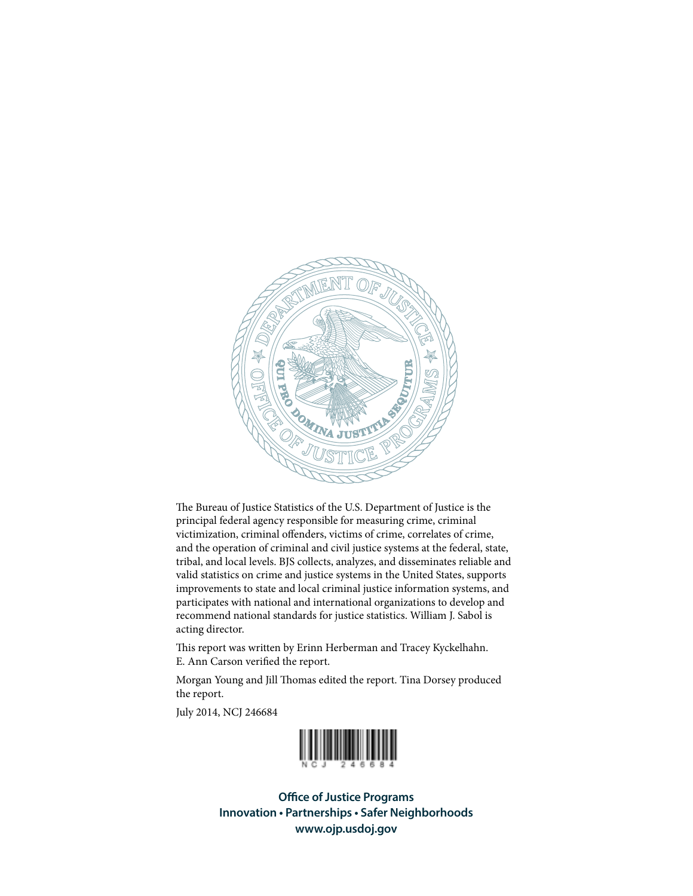The Bureau of Justice Statistics of the U.S. Department of Justice is the principal federal agency responsible for measuring crime, criminal victimization, criminal offenders, victims of crime, correlates of crime, and the operation of criminal and civil justice systems at the federal, state, tribal, and local levels. BJS collects, analyzes, and disseminates reliable and valid statistics on crime and justice systems in the United States, supports improvements to state and local criminal justice information systems, and participates with national and international organizations to develop and recommend national standards for justice statistics. William J. Sabol is acting director.

This report was written by Erinn Herberman and Tracey Kyckelhahn. E. Ann Carson verified the report.

Morgan Young and Jill Thomas edited the report. Tina Dorsey produced the report.

July 2014, NCJ 246684

NCJ 246684

**Office of Justice Programs**
**Innovation • Partnerships • Safer Neighborhoods**
**www.ojp.usdoj.gov**